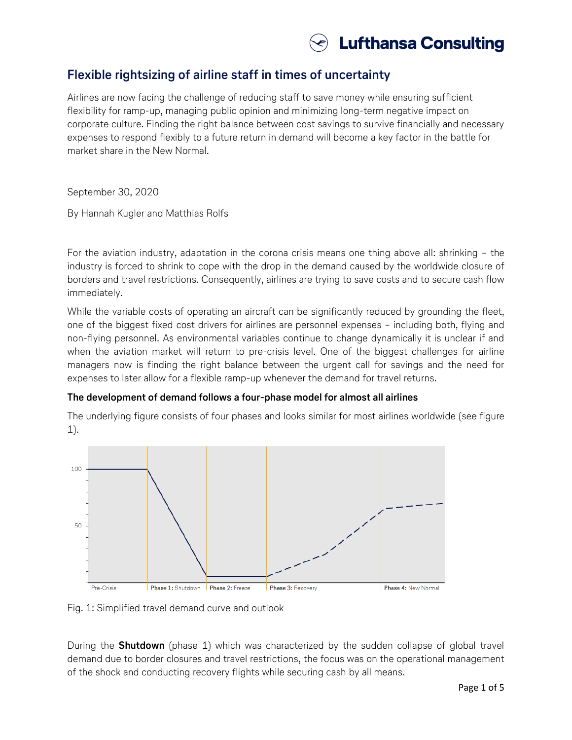# Flexible rightsizing of airline staff in times of uncertainty

Airlines are now facing the challenge of reducing staff to save money while ensuring sufficient flexibility for ramp-up, managing public opinion and minimizing long-term negative impact on corporate culture. Finding the right balance between cost savings to survive financially and necessary expenses to respond flexibly to a future return in demand will become a key factor in the battle for market share in the New Normal.

September 30, 2020

By Hannah Kugler and Matthias Rolfs

For the aviation industry, adaptation in the corona crisis means one thing above all: shrinking – the industry is forced to shrink to cope with the drop in the demand caused by the worldwide closure of borders and travel restrictions. Consequently, airlines are trying to save costs and to secure cash flow immediately.

While the variable costs of operating an aircraft can be significantly reduced by grounding the fleet, one of the biggest fixed cost drivers for airlines are personnel expenses – including both, flying and non-flying personnel. As environmental variables continue to change dynamically it is unclear if and when the aviation market will return to pre-crisis level. One of the biggest challenges for airline managers now is finding the right balance between the urgent call for savings and the need for expenses to later allow for a flexible ramp-up whenever the demand for travel returns.

**The development of demand follows a four-phase model for almost all airlines**

The underlying figure consists of four phases and looks similar for most airlines worldwide (see figure 1).

Fig. 1: Simplified travel demand curve and outlook

During the **Shutdown** (phase 1) which was characterized by the sudden collapse of global travel demand due to border closures and travel restrictions, the focus was on the operational management of the shock and conducting recovery flights while securing cash by all means.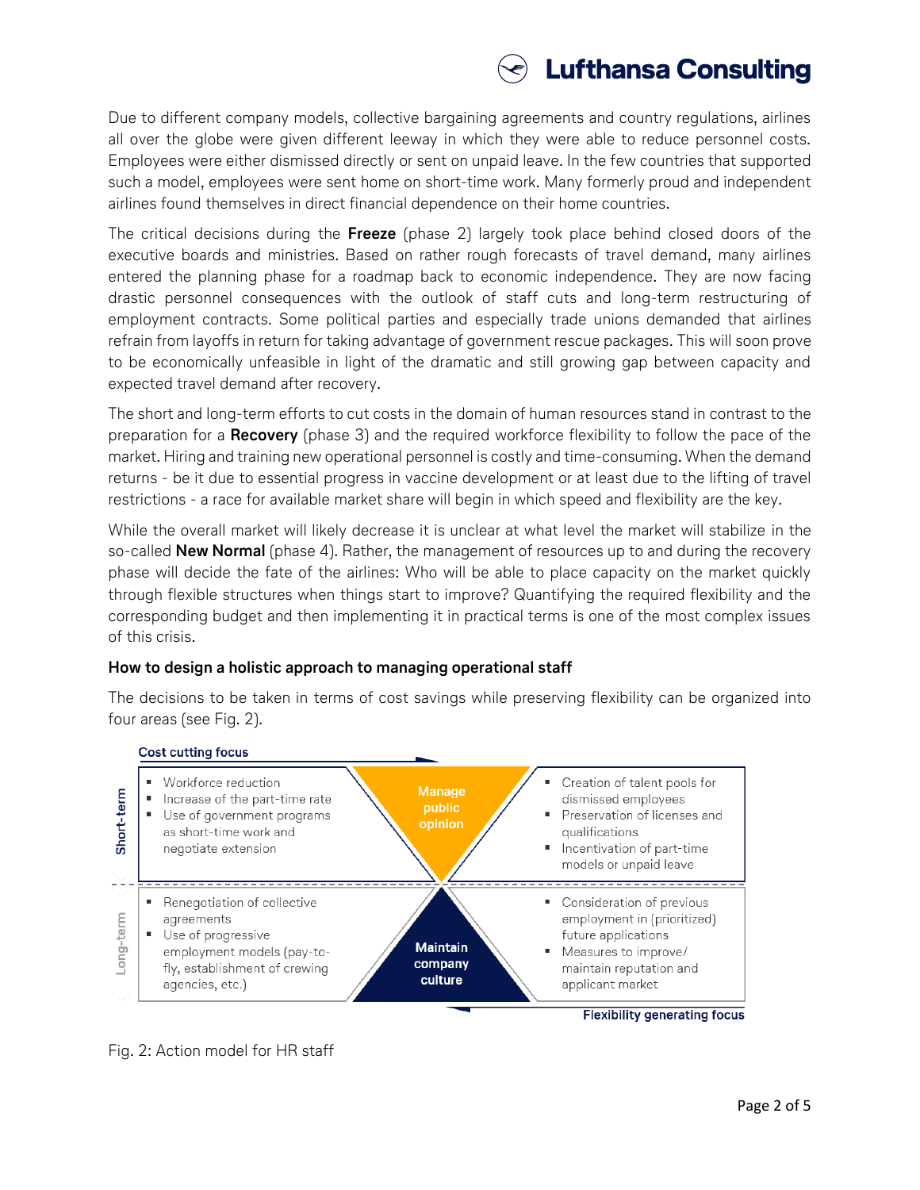Due to different company models, collective bargaining agreements and country regulations, airlines all over the globe were given different leeway in which they were able to reduce personnel costs. Employees were either dismissed directly or sent on unpaid leave. In the few countries that supported such a model, employees were sent home on short-time work. Many formerly proud and independent airlines found themselves in direct financial dependence on their home countries.

The critical decisions during the **Freeze** (phase 2) largely took place behind closed doors of the executive boards and ministries. Based on rather rough forecasts of travel demand, many airlines entered the planning phase for a roadmap back to economic independence. They are now facing drastic personnel consequences with the outlook of staff cuts and long-term restructuring of employment contracts. Some political parties and especially trade unions demanded that airlines refrain from layoffs in return for taking advantage of government rescue packages. This will soon prove to be economically unfeasible in light of the dramatic and still growing gap between capacity and expected travel demand after recovery.

The short and long-term efforts to cut costs in the domain of human resources stand in contrast to the preparation for a **Recovery** (phase 3) and the required workforce flexibility to follow the pace of the market. Hiring and training new operational personnel is costly and time-consuming. When the demand returns - be it due to essential progress in vaccine development or at least due to the lifting of travel restrictions - a race for available market share will begin in which speed and flexibility are the key.

While the overall market will likely decrease it is unclear at what level the market will stabilize in the so-called **New Normal** (phase 4). Rather, the management of resources up to and during the recovery phase will decide the fate of the airlines: Who will be able to place capacity on the market quickly through flexible structures when things start to improve? Quantifying the required flexibility and the corresponding budget and then implementing it in practical terms is one of the most complex issues of this crisis.

### How to design a holistic approach to managing operational staff

The decisions to be taken in terms of cost savings while preserving flexibility can be organized into four areas (see Fig. 2).

**Cost cutting focus**

| | Cost cutting focus | | Flexibility generating focus |
|---|---|---|---|
| **Short-term** | ▪ Workforce reduction<br>▪ Increase of the part-time rate<br>▪ Use of government programs as short-time work and negotiate extension | **Manage public opinion** | ▪ Creation of talent pools for dismissed employees<br>▪ Preservation of licenses and qualifications<br>▪ Incentivation of part-time models or unpaid leave |
| **Long-term** | ▪ Renegotiation of collective agreements<br>▪ Use of progressive employment models (pay-to-fly, establishment of crewing agencies, etc.) | **Maintain company culture** | ▪ Consideration of previous employment in (prioritized) future applications<br>▪ Measures to improve/ maintain reputation and applicant market |

**Flexibility generating focus**

Fig. 2: Action model for HR staff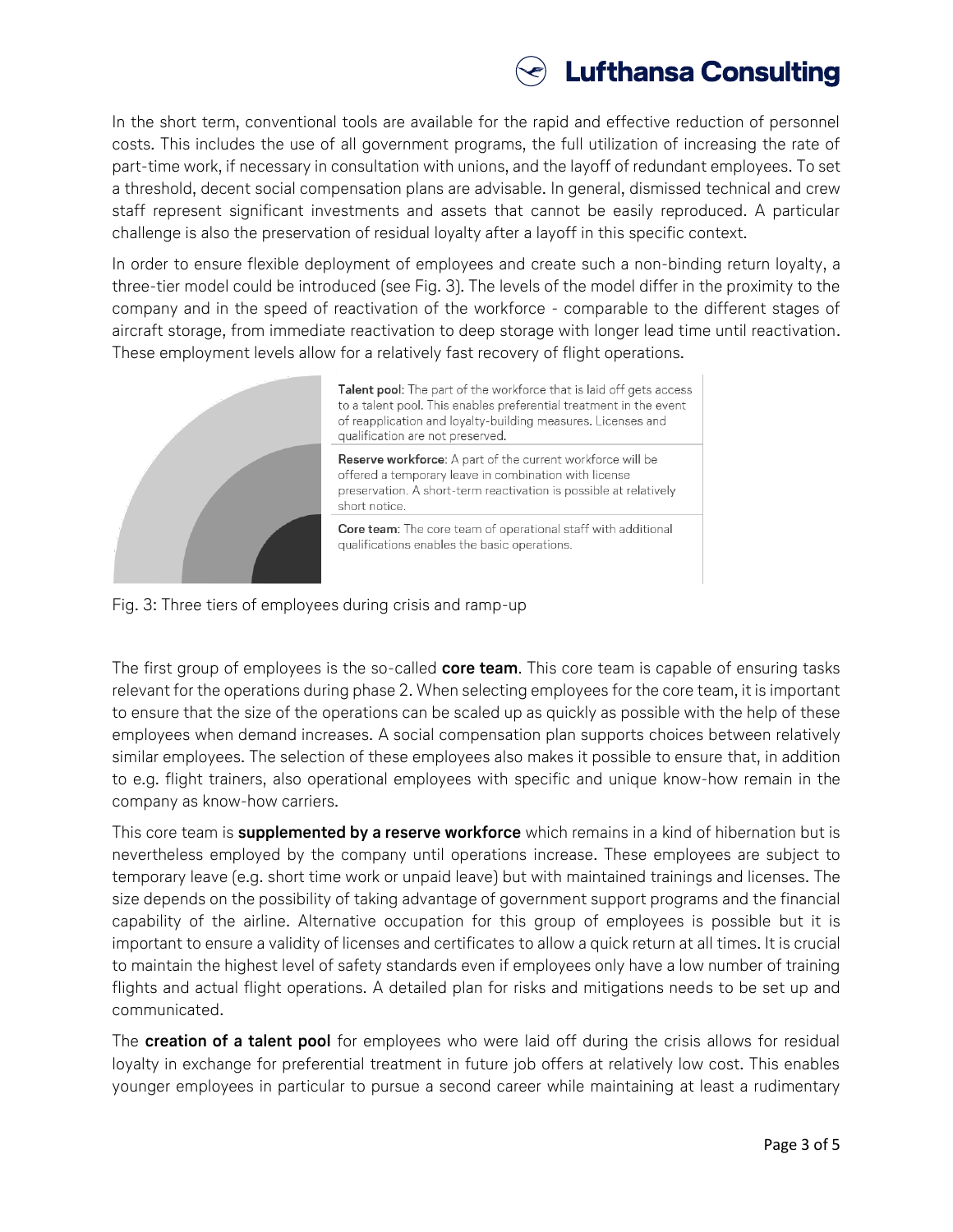In the short term, conventional tools are available for the rapid and effective reduction of personnel costs. This includes the use of all government programs, the full utilization of increasing the rate of part-time work, if necessary in consultation with unions, and the layoff of redundant employees. To set a threshold, decent social compensation plans are advisable. In general, dismissed technical and crew staff represent significant investments and assets that cannot be easily reproduced. A particular challenge is also the preservation of residual loyalty after a layoff in this specific context.

In order to ensure flexible deployment of employees and create such a non-binding return loyalty, a three-tier model could be introduced (see Fig. 3). The levels of the model differ in the proximity to the company and in the speed of reactivation of the workforce - comparable to the different stages of aircraft storage, from immediate reactivation to deep storage with longer lead time until reactivation. These employment levels allow for a relatively fast recovery of flight operations.

**Talent pool**: The part of the workforce that is laid off gets access to a talent pool. This enables preferential treatment in the event of reapplication and loyalty-building measures. Licenses and qualification are not preserved.

**Reserve workforce**: A part of the current workforce will be offered a temporary leave in combination with license preservation. A short-term reactivation is possible at relatively short notice.

**Core team**: The core team of operational staff with additional qualifications enables the basic operations.

Fig. 3: Three tiers of employees during crisis and ramp-up

The first group of employees is the so-called **core team**. This core team is capable of ensuring tasks relevant for the operations during phase 2. When selecting employees for the core team, it is important to ensure that the size of the operations can be scaled up as quickly as possible with the help of these employees when demand increases. A social compensation plan supports choices between relatively similar employees. The selection of these employees also makes it possible to ensure that, in addition to e.g. flight trainers, also operational employees with specific and unique know-how remain in the company as know-how carriers.

This core team is **supplemented by a reserve workforce** which remains in a kind of hibernation but is nevertheless employed by the company until operations increase. These employees are subject to temporary leave (e.g. short time work or unpaid leave) but with maintained trainings and licenses. The size depends on the possibility of taking advantage of government support programs and the financial capability of the airline. Alternative occupation for this group of employees is possible but it is important to ensure a validity of licenses and certificates to allow a quick return at all times. It is crucial to maintain the highest level of safety standards even if employees only have a low number of training flights and actual flight operations. A detailed plan for risks and mitigations needs to be set up and communicated.

The **creation of a talent pool** for employees who were laid off during the crisis allows for residual loyalty in exchange for preferential treatment in future job offers at relatively low cost. This enables younger employees in particular to pursue a second career while maintaining at least a rudimentary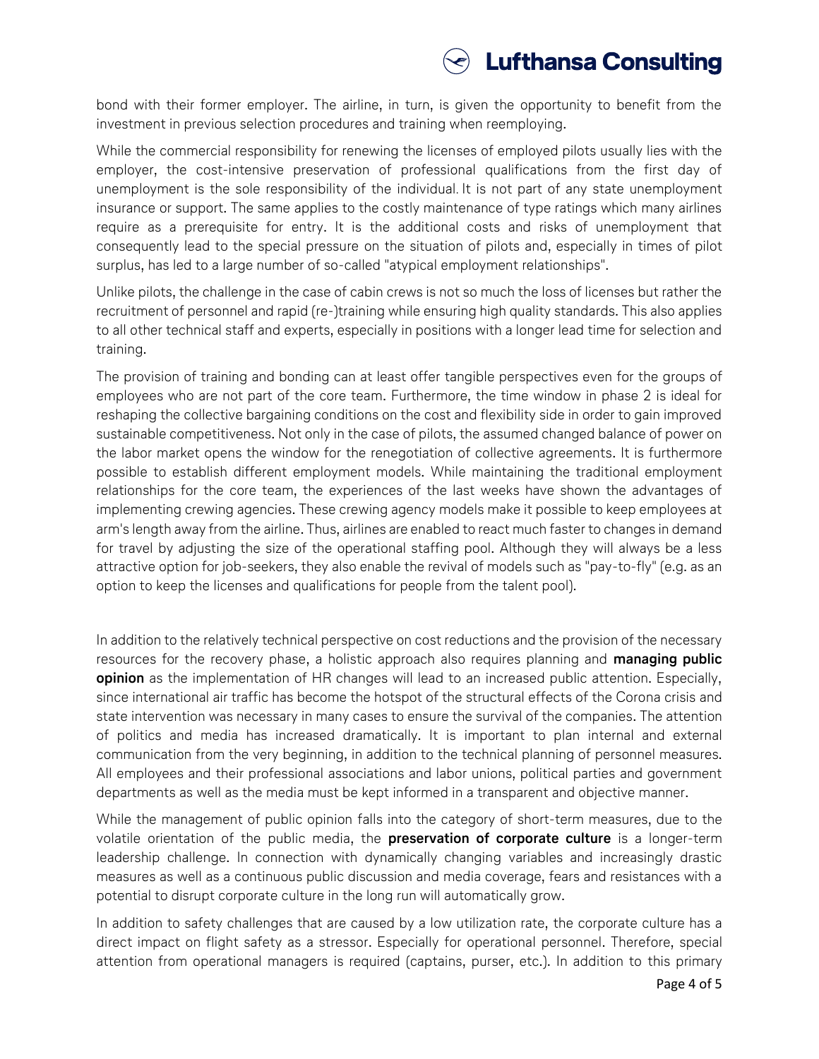bond with their former employer. The airline, in turn, is given the opportunity to benefit from the investment in previous selection procedures and training when reemploying.

While the commercial responsibility for renewing the licenses of employed pilots usually lies with the employer, the cost-intensive preservation of professional qualifications from the first day of unemployment is the sole responsibility of the individual. It is not part of any state unemployment insurance or support. The same applies to the costly maintenance of type ratings which many airlines require as a prerequisite for entry. It is the additional costs and risks of unemployment that consequently lead to the special pressure on the situation of pilots and, especially in times of pilot surplus, has led to a large number of so-called "atypical employment relationships".

Unlike pilots, the challenge in the case of cabin crews is not so much the loss of licenses but rather the recruitment of personnel and rapid (re-)training while ensuring high quality standards. This also applies to all other technical staff and experts, especially in positions with a longer lead time for selection and training.

The provision of training and bonding can at least offer tangible perspectives even for the groups of employees who are not part of the core team. Furthermore, the time window in phase 2 is ideal for reshaping the collective bargaining conditions on the cost and flexibility side in order to gain improved sustainable competitiveness. Not only in the case of pilots, the assumed changed balance of power on the labor market opens the window for the renegotiation of collective agreements. It is furthermore possible to establish different employment models. While maintaining the traditional employment relationships for the core team, the experiences of the last weeks have shown the advantages of implementing crewing agencies. These crewing agency models make it possible to keep employees at arm's length away from the airline. Thus, airlines are enabled to react much faster to changes in demand for travel by adjusting the size of the operational staffing pool. Although they will always be a less attractive option for job-seekers, they also enable the revival of models such as "pay-to-fly" (e.g. as an option to keep the licenses and qualifications for people from the talent pool).

In addition to the relatively technical perspective on cost reductions and the provision of the necessary resources for the recovery phase, a holistic approach also requires planning and **managing public opinion** as the implementation of HR changes will lead to an increased public attention. Especially, since international air traffic has become the hotspot of the structural effects of the Corona crisis and state intervention was necessary in many cases to ensure the survival of the companies. The attention of politics and media has increased dramatically. It is important to plan internal and external communication from the very beginning, in addition to the technical planning of personnel measures. All employees and their professional associations and labor unions, political parties and government departments as well as the media must be kept informed in a transparent and objective manner.

While the management of public opinion falls into the category of short-term measures, due to the volatile orientation of the public media, the **preservation of corporate culture** is a longer-term leadership challenge. In connection with dynamically changing variables and increasingly drastic measures as well as a continuous public discussion and media coverage, fears and resistances with a potential to disrupt corporate culture in the long run will automatically grow.

In addition to safety challenges that are caused by a low utilization rate, the corporate culture has a direct impact on flight safety as a stressor. Especially for operational personnel. Therefore, special attention from operational managers is required (captains, purser, etc.). In addition to this primary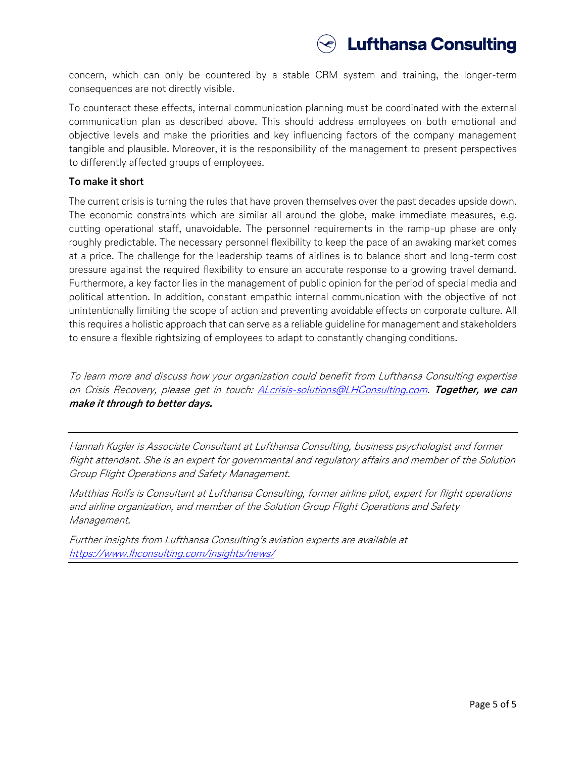concern, which can only be countered by a stable CRM system and training, the longer-term consequences are not directly visible.

To counteract these effects, internal communication planning must be coordinated with the external communication plan as described above. This should address employees on both emotional and objective levels and make the priorities and key influencing factors of the company management tangible and plausible. Moreover, it is the responsibility of the management to present perspectives to differently affected groups of employees.

**To make it short**

The current crisis is turning the rules that have proven themselves over the past decades upside down. The economic constraints which are similar all around the globe, make immediate measures, e.g. cutting operational staff, unavoidable. The personnel requirements in the ramp-up phase are only roughly predictable. The necessary personnel flexibility to keep the pace of an awaking market comes at a price. The challenge for the leadership teams of airlines is to balance short and long-term cost pressure against the required flexibility to ensure an accurate response to a growing travel demand. Furthermore, a key factor lies in the management of public opinion for the period of special media and political attention. In addition, constant empathic internal communication with the objective of not unintentionally limiting the scope of action and preventing avoidable effects on corporate culture. All this requires a holistic approach that can serve as a reliable guideline for management and stakeholders to ensure a flexible rightsizing of employees to adapt to constantly changing conditions.

*To learn more and discuss how your organization could benefit from Lufthansa Consulting expertise on Crisis Recovery, please get in touch: [ALcrisis-solutions@LHConsulting.com](mailto:ALcrisis-solutions@LHConsulting.com).* ***Together, we can make it through to better days.***

---

*Hannah Kugler is Associate Consultant at Lufthansa Consulting, business psychologist and former flight attendant. She is an expert for governmental and regulatory affairs and member of the Solution Group Flight Operations and Safety Management.*

*Matthias Rolfs is Consultant at Lufthansa Consulting, former airline pilot, expert for flight operations and airline organization, and member of the Solution Group Flight Operations and Safety Management.*

*Further insights from Lufthansa Consulting's aviation experts are available at [https://www.lhconsulting.com/insights/news/](https://www.lhconsulting.com/insights/news/)*

---